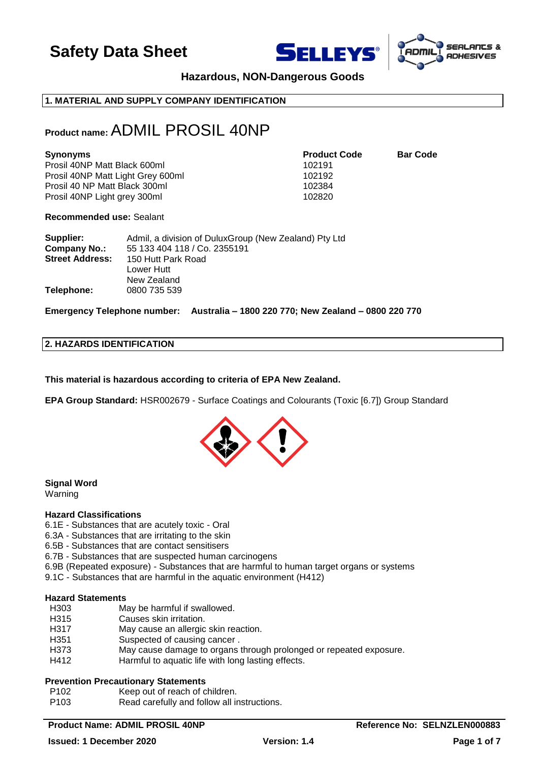# Safety Data Sheet

**Hazardous, NON-Dangerous Goods**

## 1. MATERIAL AND SUPPLY COMPANY IDENTIFICATION

**Product name:** ADMIL PROSIL 40NP

| Synonyms | Product Code | Bar Code |
|---|---|---|
| Prosil 40NP Matt Black 600ml | 102191 | |
| Prosil 40NP Matt Light Grey 600ml | 102192 | |
| Prosil 40 NP Matt Black 300ml | 102384 | |
| Prosil 40NP Light grey 300ml | 102820 | |

**Recommended use:** Sealant

**Supplier:** Admil, a division of DuluxGroup (New Zealand) Pty Ltd
**Company No.:** 55 133 404 118 / Co. 2355191
**Street Address:** 150 Hutt Park Road
Lower Hutt
New Zealand
**Telephone:** 0800 735 539

**Emergency Telephone number: Australia – 1800 220 770; New Zealand – 0800 220 770**

## 2. HAZARDS IDENTIFICATION

**This material is hazardous according to criteria of EPA New Zealand.**

**EPA Group Standard:** HSR002679 - Surface Coatings and Colourants (Toxic [6.7]) Group Standard

**Signal Word**
Warning

**Hazard Classifications**
6.1E - Substances that are acutely toxic - Oral
6.3A - Substances that are irritating to the skin
6.5B - Substances that are contact sensitisers
6.7B - Substances that are suspected human carcinogens
6.9B (Repeated exposure) - Substances that are harmful to human target organs or systems
9.1C - Substances that are harmful in the aquatic environment (H412)

**Hazard Statements**

| | |
|---|---|
| H303 | May be harmful if swallowed. |
| H315 | Causes skin irritation. |
| H317 | May cause an allergic skin reaction. |
| H351 | Suspected of causing cancer . |
| H373 | May cause damage to organs through prolonged or repeated exposure. |
| H412 | Harmful to aquatic life with long lasting effects. |

**Prevention Precautionary Statements**

| | |
|---|---|
| P102 | Keep out of reach of children. |
| P103 | Read carefully and follow all instructions. |

**Product Name: ADMIL PROSIL 40NP** **Reference No: SELNZLEN000883**
**Issued: 1 December 2020** **Version: 1.4**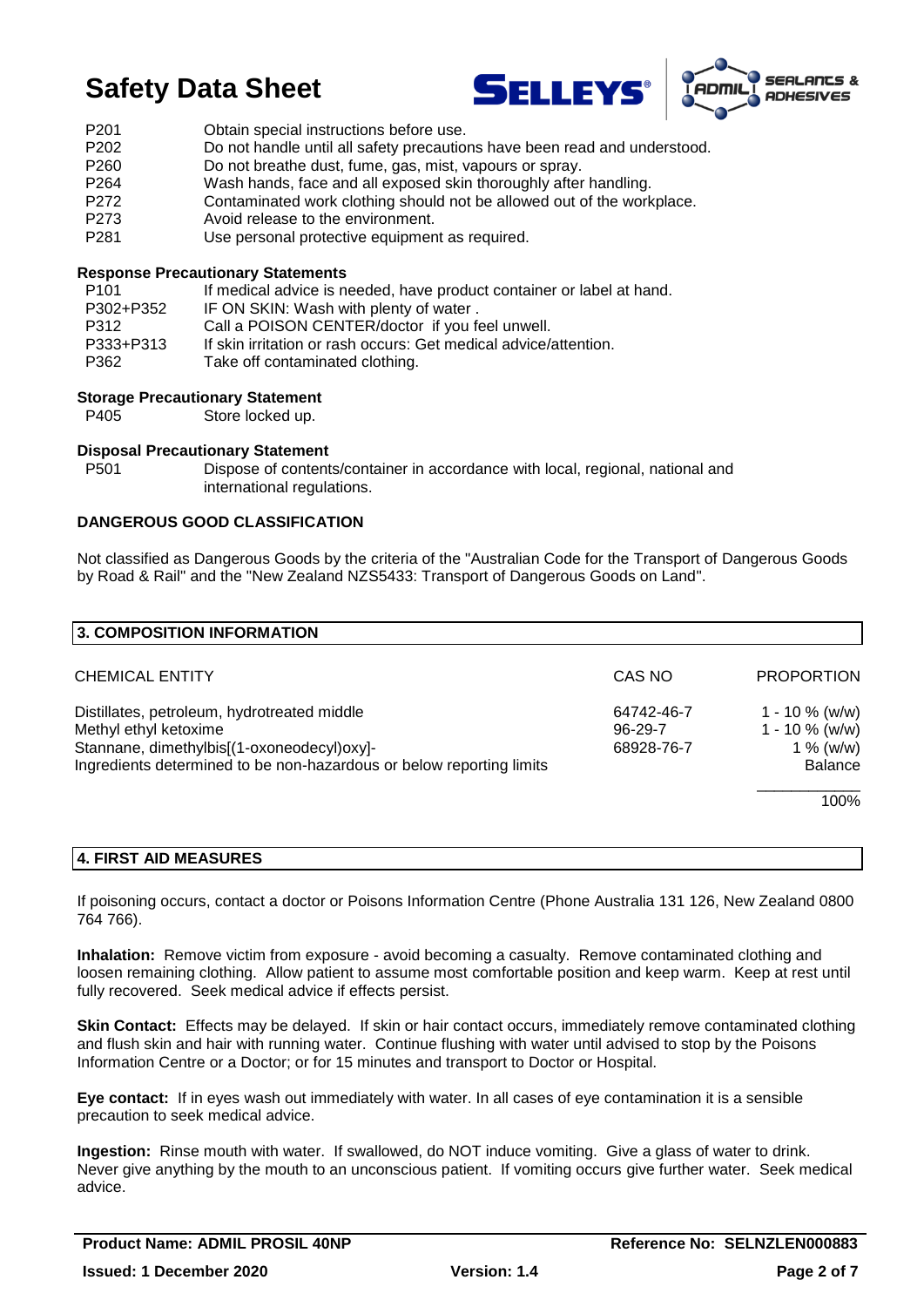| | |
|---|---|
| P201 | Obtain special instructions before use. |
| P202 | Do not handle until all safety precautions have been read and understood. |
| P260 | Do not breathe dust, fume, gas, mist, vapours or spray. |
| P264 | Wash hands, face and all exposed skin thoroughly after handling. |
| P272 | Contaminated work clothing should not be allowed out of the workplace. |
| P273 | Avoid release to the environment. |
| P281 | Use personal protective equipment as required. |

**Response Precautionary Statements**

| | |
|---|---|
| P101 | If medical advice is needed, have product container or label at hand. |
| P302+P352 | IF ON SKIN: Wash with plenty of water . |
| P312 | Call a POISON CENTER/doctor if you feel unwell. |
| P333+P313 | If skin irritation or rash occurs: Get medical advice/attention. |
| P362 | Take off contaminated clothing. |

**Storage Precautionary Statement**

| | |
|---|---|
| P405 | Store locked up. |

**Disposal Precautionary Statement**

| | |
|---|---|
| P501 | Dispose of contents/container in accordance with local, regional, national and international regulations. |

**DANGEROUS GOOD CLASSIFICATION**

Not classified as Dangerous Goods by the criteria of the "Australian Code for the Transport of Dangerous Goods by Road & Rail" and the "New Zealand NZS5433: Transport of Dangerous Goods on Land".

## 3. COMPOSITION INFORMATION

| CHEMICAL ENTITY | CAS NO | PROPORTION |
|---|---|---|
| Distillates, petroleum, hydrotreated middle | 64742-46-7 | 1 - 10 % (w/w) |
| Methyl ethyl ketoxime | 96-29-7 | 1 - 10 % (w/w) |
| Stannane, dimethylbis[(1-oxoneodecyl)oxy]- | 68928-76-7 | 1 % (w/w) |
| Ingredients determined to be non-hazardous or below reporting limits | | Balance |
| | | 100% |

## 4. FIRST AID MEASURES

If poisoning occurs, contact a doctor or Poisons Information Centre (Phone Australia 131 126, New Zealand 0800 764 766).

**Inhalation:** Remove victim from exposure - avoid becoming a casualty. Remove contaminated clothing and loosen remaining clothing. Allow patient to assume most comfortable position and keep warm. Keep at rest until fully recovered. Seek medical advice if effects persist.

**Skin Contact:** Effects may be delayed. If skin or hair contact occurs, immediately remove contaminated clothing and flush skin and hair with running water. Continue flushing with water until advised to stop by the Poisons Information Centre or a Doctor; or for 15 minutes and transport to Doctor or Hospital.

**Eye contact:** If in eyes wash out immediately with water. In all cases of eye contamination it is a sensible precaution to seek medical advice.

**Ingestion:** Rinse mouth with water. If swallowed, do NOT induce vomiting. Give a glass of water to drink. Never give anything by the mouth to an unconscious patient. If vomiting occurs give further water. Seek medical advice.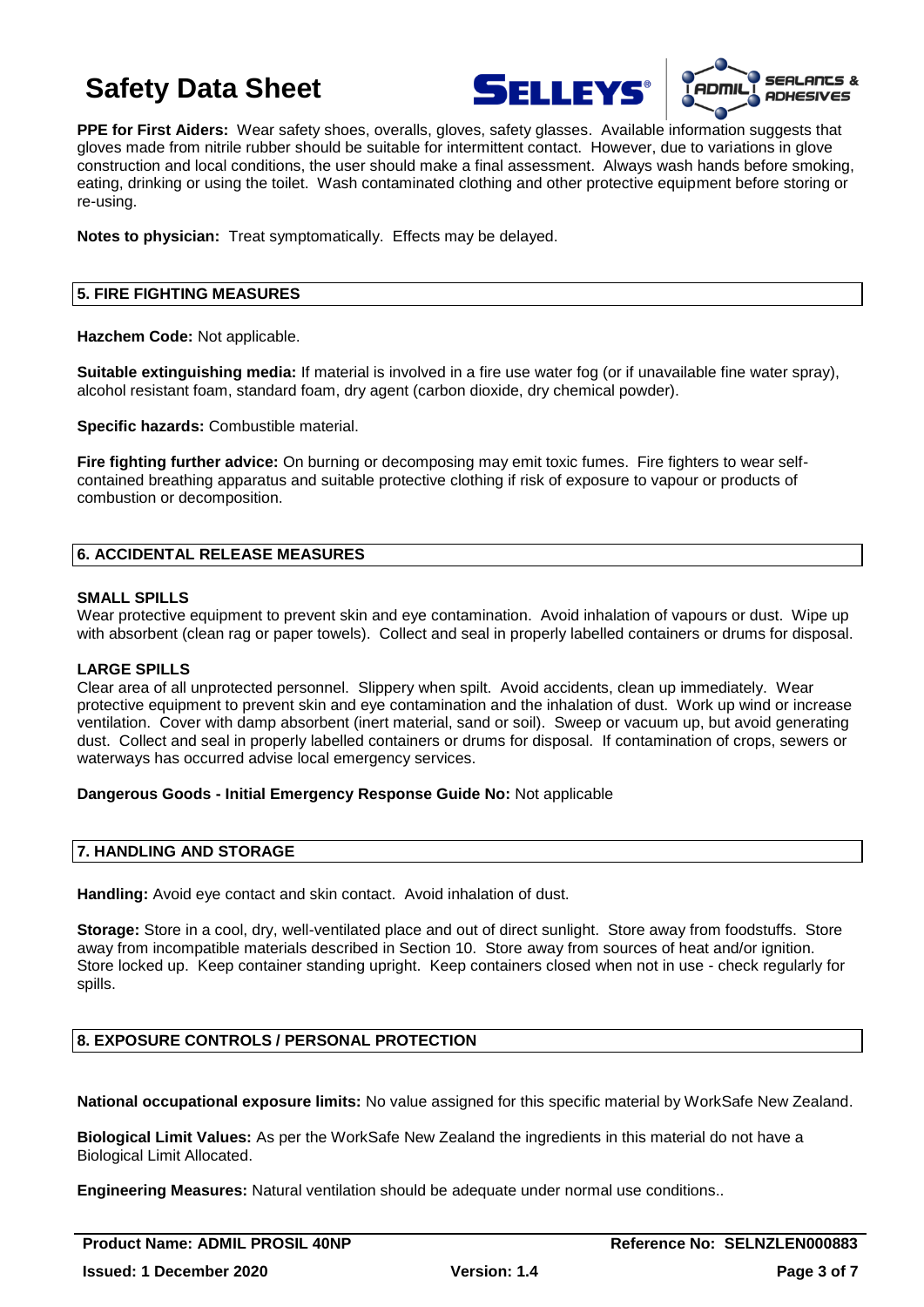**PPE for First Aiders:** Wear safety shoes, overalls, gloves, safety glasses. Available information suggests that gloves made from nitrile rubber should be suitable for intermittent contact. However, due to variations in glove construction and local conditions, the user should make a final assessment. Always wash hands before smoking, eating, drinking or using the toilet. Wash contaminated clothing and other protective equipment before storing or re-using.

**Notes to physician:** Treat symptomatically. Effects may be delayed.

## 5. FIRE FIGHTING MEASURES

**Hazchem Code:** Not applicable.

**Suitable extinguishing media:** If material is involved in a fire use water fog (or if unavailable fine water spray), alcohol resistant foam, standard foam, dry agent (carbon dioxide, dry chemical powder).

**Specific hazards:** Combustible material.

**Fire fighting further advice:** On burning or decomposing may emit toxic fumes. Fire fighters to wear self-contained breathing apparatus and suitable protective clothing if risk of exposure to vapour or products of combustion or decomposition.

## 6. ACCIDENTAL RELEASE MEASURES

### SMALL SPILLS

Wear protective equipment to prevent skin and eye contamination. Avoid inhalation of vapours or dust. Wipe up with absorbent (clean rag or paper towels). Collect and seal in properly labelled containers or drums for disposal.

### LARGE SPILLS

Clear area of all unprotected personnel. Slippery when spilt. Avoid accidents, clean up immediately. Wear protective equipment to prevent skin and eye contamination and the inhalation of dust. Work up wind or increase ventilation. Cover with damp absorbent (inert material, sand or soil). Sweep or vacuum up, but avoid generating dust. Collect and seal in properly labelled containers or drums for disposal. If contamination of crops, sewers or waterways has occurred advise local emergency services.

**Dangerous Goods - Initial Emergency Response Guide No:** Not applicable

## 7. HANDLING AND STORAGE

**Handling:** Avoid eye contact and skin contact. Avoid inhalation of dust.

**Storage:** Store in a cool, dry, well-ventilated place and out of direct sunlight. Store away from foodstuffs. Store away from incompatible materials described in Section 10. Store away from sources of heat and/or ignition. Store locked up. Keep container standing upright. Keep containers closed when not in use - check regularly for spills.

## 8. EXPOSURE CONTROLS / PERSONAL PROTECTION

**National occupational exposure limits:** No value assigned for this specific material by WorkSafe New Zealand.

**Biological Limit Values:** As per the WorkSafe New Zealand the ingredients in this material do not have a Biological Limit Allocated.

**Engineering Measures:** Natural ventilation should be adequate under normal use conditions..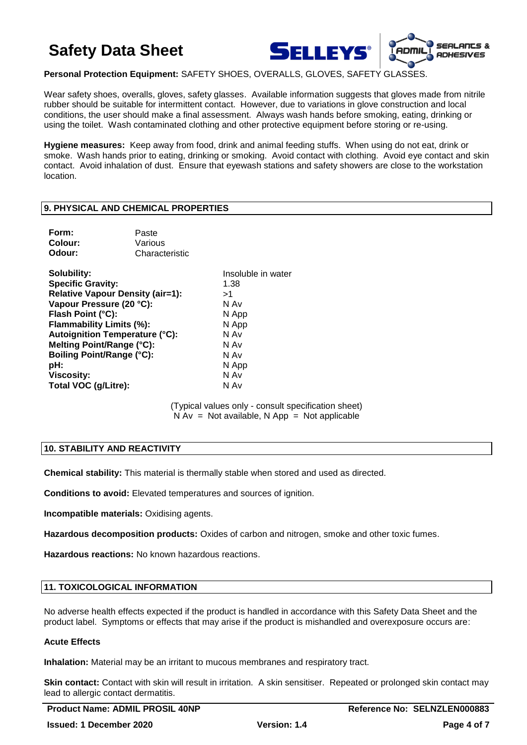**Personal Protection Equipment:** SAFETY SHOES, OVERALLS, GLOVES, SAFETY GLASSES.

Wear safety shoes, overalls, gloves, safety glasses. Available information suggests that gloves made from nitrile rubber should be suitable for intermittent contact. However, due to variations in glove construction and local conditions, the user should make a final assessment. Always wash hands before smoking, eating, drinking or using the toilet. Wash contaminated clothing and other protective equipment before storing or re-using.

**Hygiene measures:** Keep away from food, drink and animal feeding stuffs. When using do not eat, drink or smoke. Wash hands prior to eating, drinking or smoking. Avoid contact with clothing. Avoid eye contact and skin contact. Avoid inhalation of dust. Ensure that eyewash stations and safety showers are close to the workstation location.

## 9. PHYSICAL AND CHEMICAL PROPERTIES

| | |
|---|---|
| **Form:** | Paste |
| **Colour:** | Various |
| **Odour:** | Characteristic |

| | |
|---|---|
| **Solubility:** | Insoluble in water |
| **Specific Gravity:** | 1.38 |
| **Relative Vapour Density (air=1):** | >1 |
| **Vapour Pressure (20 °C):** | N Av |
| **Flash Point (°C):** | N App |
| **Flammability Limits (%):** | N App |
| **Autoignition Temperature (°C):** | N Av |
| **Melting Point/Range (°C):** | N Av |
| **Boiling Point/Range (°C):** | N Av |
| **pH:** | N App |
| **Viscosity:** | N Av |
| **Total VOC (g/Litre):** | N Av |

(Typical values only - consult specification sheet)
N Av = Not available, N App = Not applicable

## 10. STABILITY AND REACTIVITY

**Chemical stability:** This material is thermally stable when stored and used as directed.

**Conditions to avoid:** Elevated temperatures and sources of ignition.

**Incompatible materials:** Oxidising agents.

**Hazardous decomposition products:** Oxides of carbon and nitrogen, smoke and other toxic fumes.

**Hazardous reactions:** No known hazardous reactions.

## 11. TOXICOLOGICAL INFORMATION

No adverse health effects expected if the product is handled in accordance with this Safety Data Sheet and the product label. Symptoms or effects that may arise if the product is mishandled and overexposure occurs are:

### Acute Effects

**Inhalation:** Material may be an irritant to mucous membranes and respiratory tract.

**Skin contact:** Contact with skin will result in irritation. A skin sensitiser. Repeated or prolonged skin contact may lead to allergic contact dermatitis.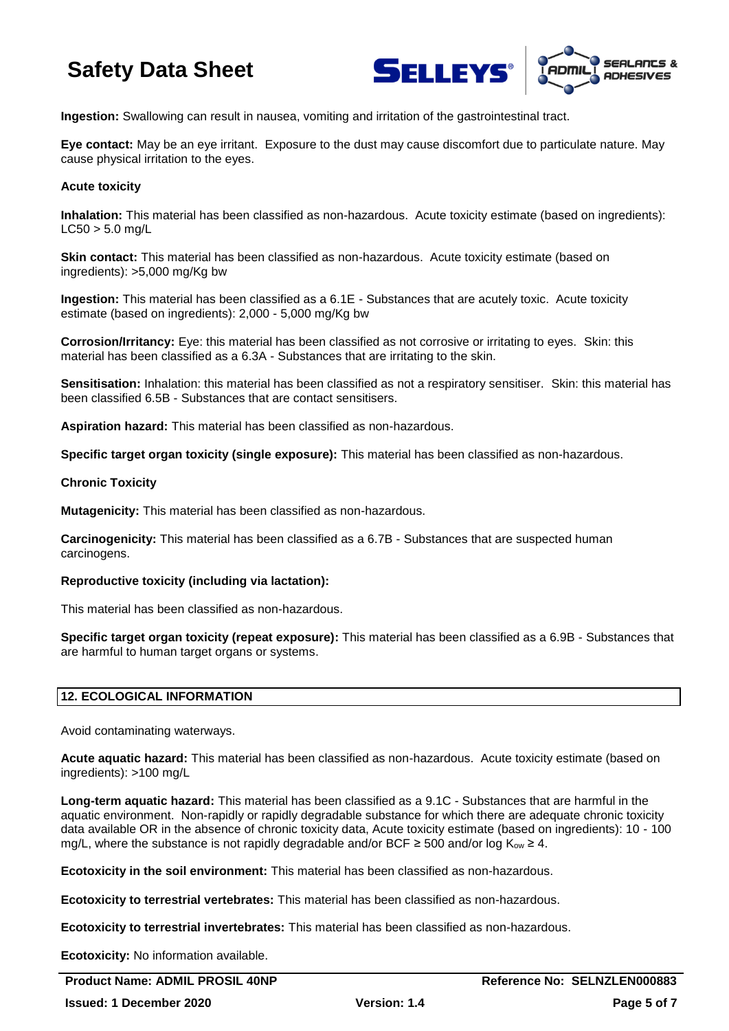**Ingestion:** Swallowing can result in nausea, vomiting and irritation of the gastrointestinal tract.

**Eye contact:** May be an eye irritant. Exposure to the dust may cause discomfort due to particulate nature. May cause physical irritation to the eyes.

**Acute toxicity**

**Inhalation:** This material has been classified as non-hazardous. Acute toxicity estimate (based on ingredients): LC50 > 5.0 mg/L

**Skin contact:** This material has been classified as non-hazardous. Acute toxicity estimate (based on ingredients): >5,000 mg/Kg bw

**Ingestion:** This material has been classified as a 6.1E - Substances that are acutely toxic. Acute toxicity estimate (based on ingredients): 2,000 - 5,000 mg/Kg bw

**Corrosion/Irritancy:** Eye: this material has been classified as not corrosive or irritating to eyes. Skin: this material has been classified as a 6.3A - Substances that are irritating to the skin.

**Sensitisation:** Inhalation: this material has been classified as not a respiratory sensitiser. Skin: this material has been classified 6.5B - Substances that are contact sensitisers.

**Aspiration hazard:** This material has been classified as non-hazardous.

**Specific target organ toxicity (single exposure):** This material has been classified as non-hazardous.

**Chronic Toxicity**

**Mutagenicity:** This material has been classified as non-hazardous.

**Carcinogenicity:** This material has been classified as a 6.7B - Substances that are suspected human carcinogens.

**Reproductive toxicity (including via lactation):**

This material has been classified as non-hazardous.

**Specific target organ toxicity (repeat exposure):** This material has been classified as a 6.9B - Substances that are harmful to human target organs or systems.

## 12. ECOLOGICAL INFORMATION

Avoid contaminating waterways.

**Acute aquatic hazard:** This material has been classified as non-hazardous. Acute toxicity estimate (based on ingredients): >100 mg/L

**Long-term aquatic hazard:** This material has been classified as a 9.1C - Substances that are harmful in the aquatic environment. Non-rapidly or rapidly degradable substance for which there are adequate chronic toxicity data available OR in the absence of chronic toxicity data, Acute toxicity estimate (based on ingredients): 10 - 100 mg/L, where the substance is not rapidly degradable and/or BCF ≥ 500 and/or log $K_{ow}$ ≥ 4.

**Ecotoxicity in the soil environment:** This material has been classified as non-hazardous.

**Ecotoxicity to terrestrial vertebrates:** This material has been classified as non-hazardous.

**Ecotoxicity to terrestrial invertebrates:** This material has been classified as non-hazardous.

**Ecotoxicity:** No information available.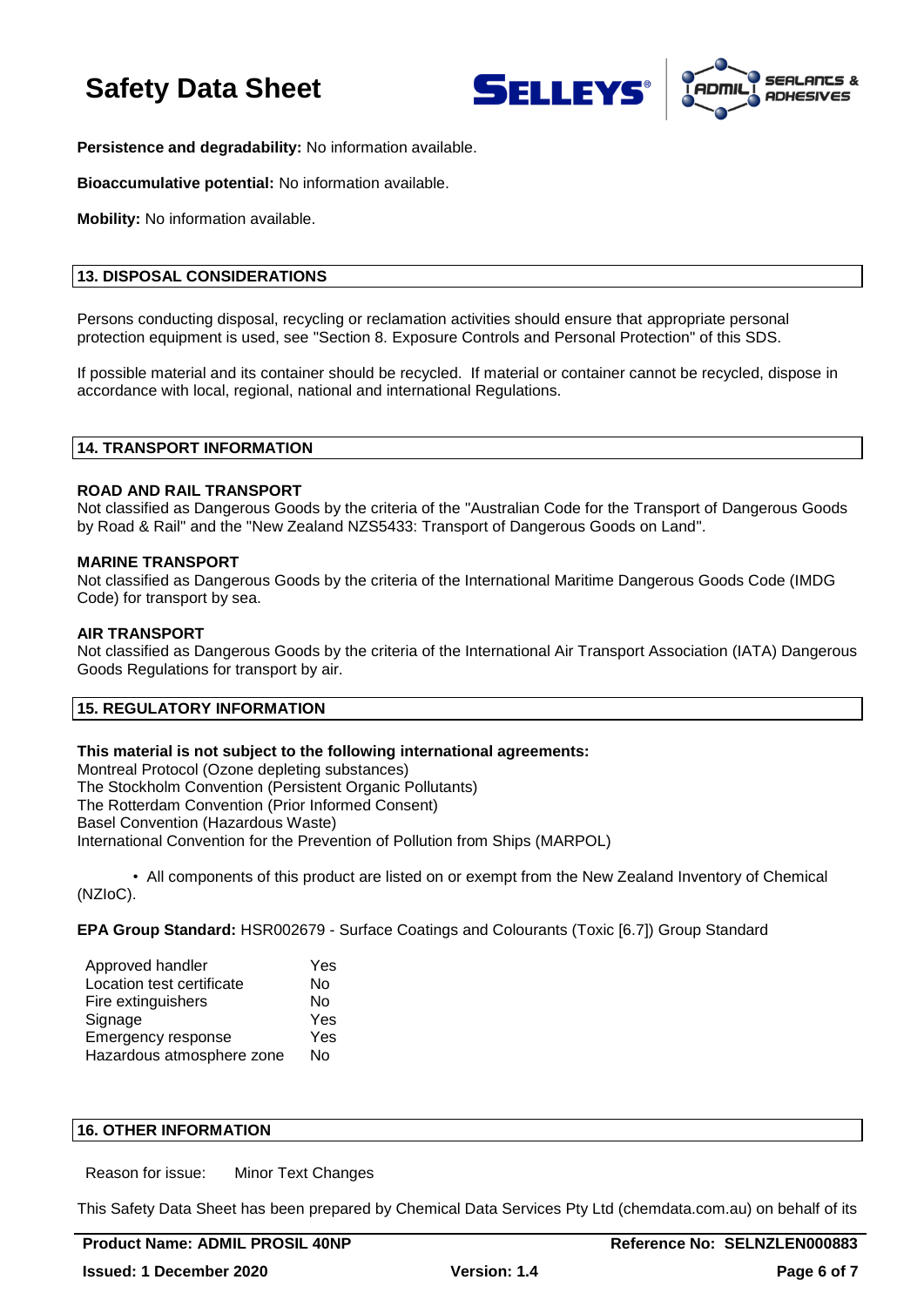**Persistence and degradability:** No information available.

**Bioaccumulative potential:** No information available.

**Mobility:** No information available.

## 13. DISPOSAL CONSIDERATIONS

Persons conducting disposal, recycling or reclamation activities should ensure that appropriate personal protection equipment is used, see "Section 8. Exposure Controls and Personal Protection" of this SDS.

If possible material and its container should be recycled. If material or container cannot be recycled, dispose in accordance with local, regional, national and international Regulations.

## 14. TRANSPORT INFORMATION

**ROAD AND RAIL TRANSPORT**
Not classified as Dangerous Goods by the criteria of the "Australian Code for the Transport of Dangerous Goods by Road & Rail" and the "New Zealand NZS5433: Transport of Dangerous Goods on Land".

**MARINE TRANSPORT**
Not classified as Dangerous Goods by the criteria of the International Maritime Dangerous Goods Code (IMDG Code) for transport by sea.

**AIR TRANSPORT**
Not classified as Dangerous Goods by the criteria of the International Air Transport Association (IATA) Dangerous Goods Regulations for transport by air.

## 15. REGULATORY INFORMATION

**This material is not subject to the following international agreements:**
Montreal Protocol (Ozone depleting substances)
The Stockholm Convention (Persistent Organic Pollutants)
The Rotterdam Convention (Prior Informed Consent)
Basel Convention (Hazardous Waste)
International Convention for the Prevention of Pollution from Ships (MARPOL)

• All components of this product are listed on or exempt from the New Zealand Inventory of Chemical (NZIoC).

**EPA Group Standard:** HSR002679 - Surface Coatings and Colourants (Toxic [6.7]) Group Standard

| | |
|---|---|
| Approved handler | Yes |
| Location test certificate | No |
| Fire extinguishers | No |
| Signage | Yes |
| Emergency response | Yes |
| Hazardous atmosphere zone | No |

## 16. OTHER INFORMATION

Reason for issue: Minor Text Changes

This Safety Data Sheet has been prepared by Chemical Data Services Pty Ltd (chemdata.com.au) on behalf of its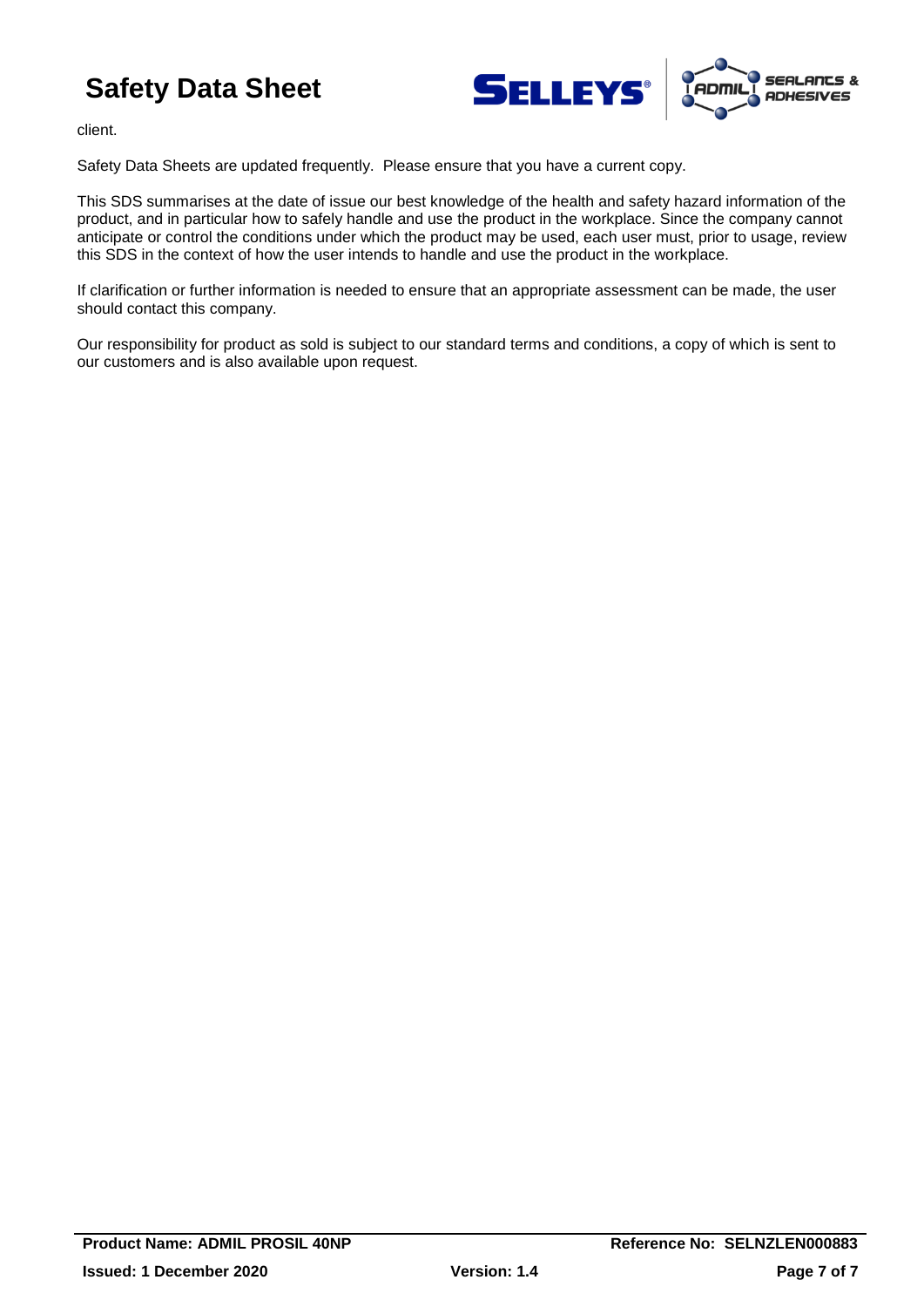client.

Safety Data Sheets are updated frequently. Please ensure that you have a current copy.

This SDS summarises at the date of issue our best knowledge of the health and safety hazard information of the product, and in particular how to safely handle and use the product in the workplace. Since the company cannot anticipate or control the conditions under which the product may be used, each user must, prior to usage, review this SDS in the context of how the user intends to handle and use the product in the workplace.

If clarification or further information is needed to ensure that an appropriate assessment can be made, the user should contact this company.

Our responsibility for product as sold is subject to our standard terms and conditions, a copy of which is sent to our customers and is also available upon request.